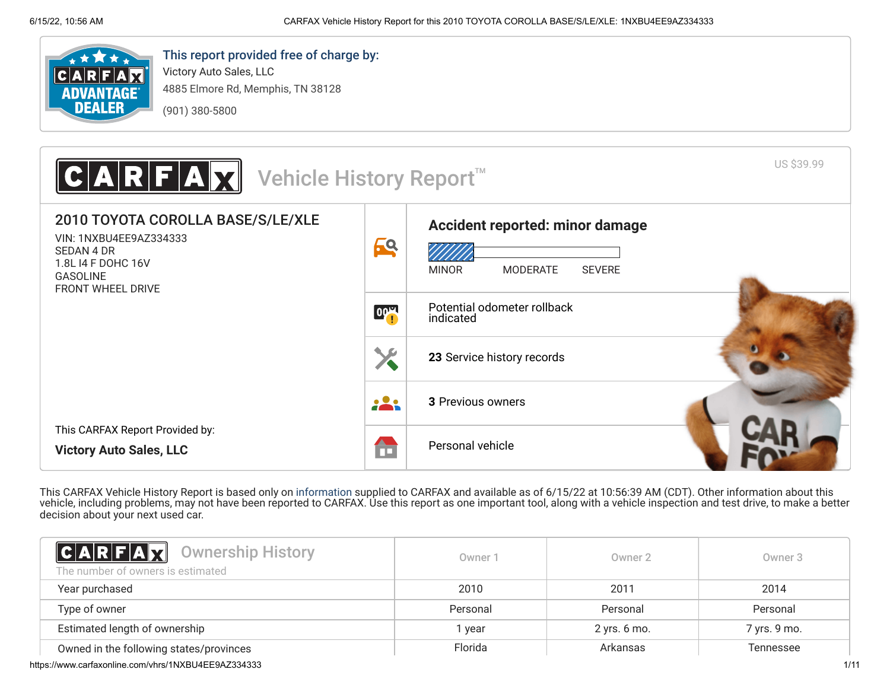This report provided free of charge by:

Victory Auto Sales, LLC

4885 Elmore Rd, Memphis, TN 38128

(901) 380-5800

# CARFAX Vehicle History Report™

US $39.99

## 2010 TOYOTA COROLLA BASE/S/LE/XLE

VIN: 1NXBU4EE9AZ334333
SEDAN 4 DR
1.8L I4 F DOHC 16V
GASOLINE
FRONT WHEEL DRIVE

This CARFAX Report Provided by:

**Victory Auto Sales, LLC**

**Accident reported: minor damage**

MINOR — MODERATE — SEVERE

Potential odometer rollback indicated

**23** Service history records

**3** Previous owners

Personal vehicle

This CARFAX Vehicle History Report is based only on information supplied to CARFAX and available as of 6/15/22 at 10:56:39 AM (CDT). Other information about this vehicle, including problems, may not have been reported to CARFAX. Use this report as one important tool, along with a vehicle inspection and test drive, to make a better decision about your next used car.

## CARFAX Ownership History

The number of owners is estimated

| | Owner 1 | Owner 2 | Owner 3 |
|---|---|---|---|
| Year purchased | 2010 | 2011 | 2014 |
| Type of owner | Personal | Personal | Personal |
| Estimated length of ownership | 1 year | 2 yrs. 6 mo. | 7 yrs. 9 mo. |
| Owned in the following states/provinces | Florida | Arkansas | Tennessee |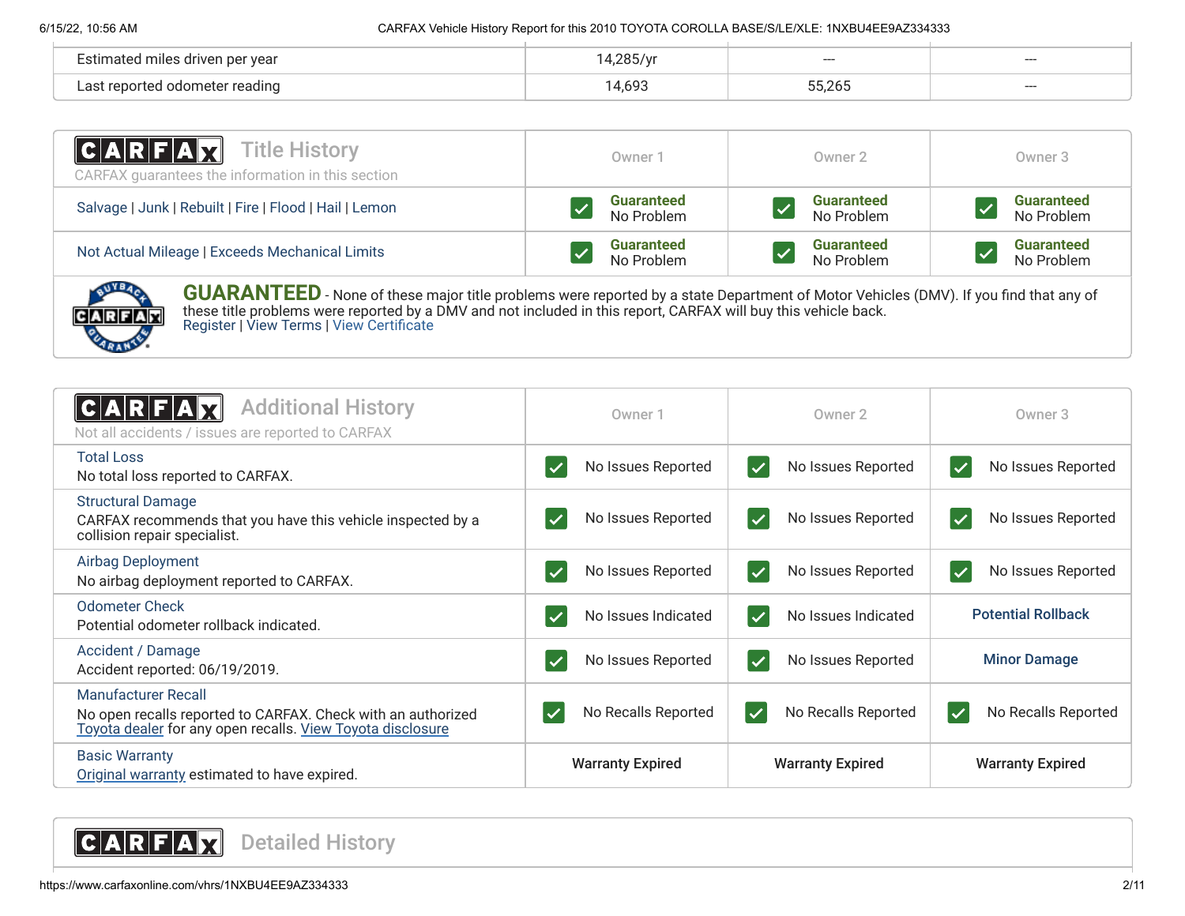| | | | |
|---|---|---|---|
| Estimated miles driven per year | 14,285/yr | --- | --- |
| Last reported odometer reading | 14,693 | 55,265 | --- |

## CARFAX Title History

CARFAX guarantees the information in this section

| | Owner 1 | Owner 2 | Owner 3 |
|---|---|---|---|
| Salvage \| Junk \| Rebuilt \| Fire \| Flood \| Hail \| Lemon | **Guaranteed** No Problem | **Guaranteed** No Problem | **Guaranteed** No Problem |
| Not Actual Mileage \| Exceeds Mechanical Limits | **Guaranteed** No Problem | **Guaranteed** No Problem | **Guaranteed** No Problem |

**GUARANTEED** - None of these major title problems were reported by a state Department of Motor Vehicles (DMV). If you find that any of these title problems were reported by a DMV and not included in this report, CARFAX will buy this vehicle back.
Register | View Terms | View Certificate

## CARFAX Additional History

Not all accidents / issues are reported to CARFAX

| | Owner 1 | Owner 2 | Owner 3 |
|---|---|---|---|
| Total Loss<br>No total loss reported to CARFAX. | No Issues Reported | No Issues Reported | No Issues Reported |
| Structural Damage<br>CARFAX recommends that you have this vehicle inspected by a collision repair specialist. | No Issues Reported | No Issues Reported | No Issues Reported |
| Airbag Deployment<br>No airbag deployment reported to CARFAX. | No Issues Reported | No Issues Reported | No Issues Reported |
| Odometer Check<br>Potential odometer rollback indicated. | No Issues Indicated | No Issues Indicated | **Potential Rollback** |
| Accident / Damage<br>Accident reported: 06/19/2019. | No Issues Reported | No Issues Reported | **Minor Damage** |
| Manufacturer Recall<br>No open recalls reported to CARFAX. Check with an authorized Toyota dealer for any open recalls. View Toyota disclosure | No Recalls Reported | No Recalls Reported | No Recalls Reported |
| Basic Warranty<br>Original warranty estimated to have expired. | **Warranty Expired** | **Warranty Expired** | **Warranty Expired** |

## CARFAX Detailed History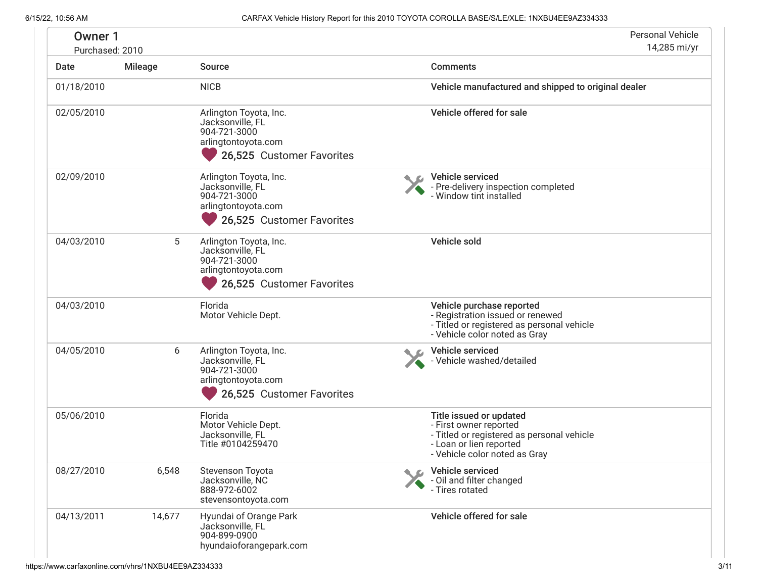## Owner 1

Purchased: 2010

Personal Vehicle
14,285 mi/yr

| Date | Mileage | Source | Comments |
| --- | --- | --- | --- |
| 01/18/2010 | | NICB | **Vehicle manufactured and shipped to original dealer** |
| 02/05/2010 | | Arlington Toyota, Inc.<br>Jacksonville, FL<br>904-721-3000<br>arlingtontoyota.com<br>26,525 Customer Favorites | **Vehicle offered for sale** |
| 02/09/2010 | | Arlington Toyota, Inc.<br>Jacksonville, FL<br>904-721-3000<br>arlingtontoyota.com<br>26,525 Customer Favorites | **Vehicle serviced**<br>- Pre-delivery inspection completed<br>- Window tint installed |
| 04/03/2010 | 5 | Arlington Toyota, Inc.<br>Jacksonville, FL<br>904-721-3000<br>arlingtontoyota.com<br>26,525 Customer Favorites | **Vehicle sold** |
| 04/03/2010 | | Florida<br>Motor Vehicle Dept. | **Vehicle purchase reported**<br>- Registration issued or renewed<br>- Titled or registered as personal vehicle<br>- Vehicle color noted as Gray |
| 04/05/2010 | 6 | Arlington Toyota, Inc.<br>Jacksonville, FL<br>904-721-3000<br>arlingtontoyota.com<br>26,525 Customer Favorites | **Vehicle serviced**<br>- Vehicle washed/detailed |
| 05/06/2010 | | Florida<br>Motor Vehicle Dept.<br>Jacksonville, FL<br>Title #0104259470 | **Title issued or updated**<br>- First owner reported<br>- Titled or registered as personal vehicle<br>- Loan or lien reported<br>- Vehicle color noted as Gray |
| 08/27/2010 | 6,548 | Stevenson Toyota<br>Jacksonville, NC<br>888-972-6002<br>stevensontoyota.com | **Vehicle serviced**<br>- Oil and filter changed<br>- Tires rotated |
| 04/13/2011 | 14,677 | Hyundai of Orange Park<br>Jacksonville, FL<br>904-899-0900<br>hyundaioforangepark.com | **Vehicle offered for sale** |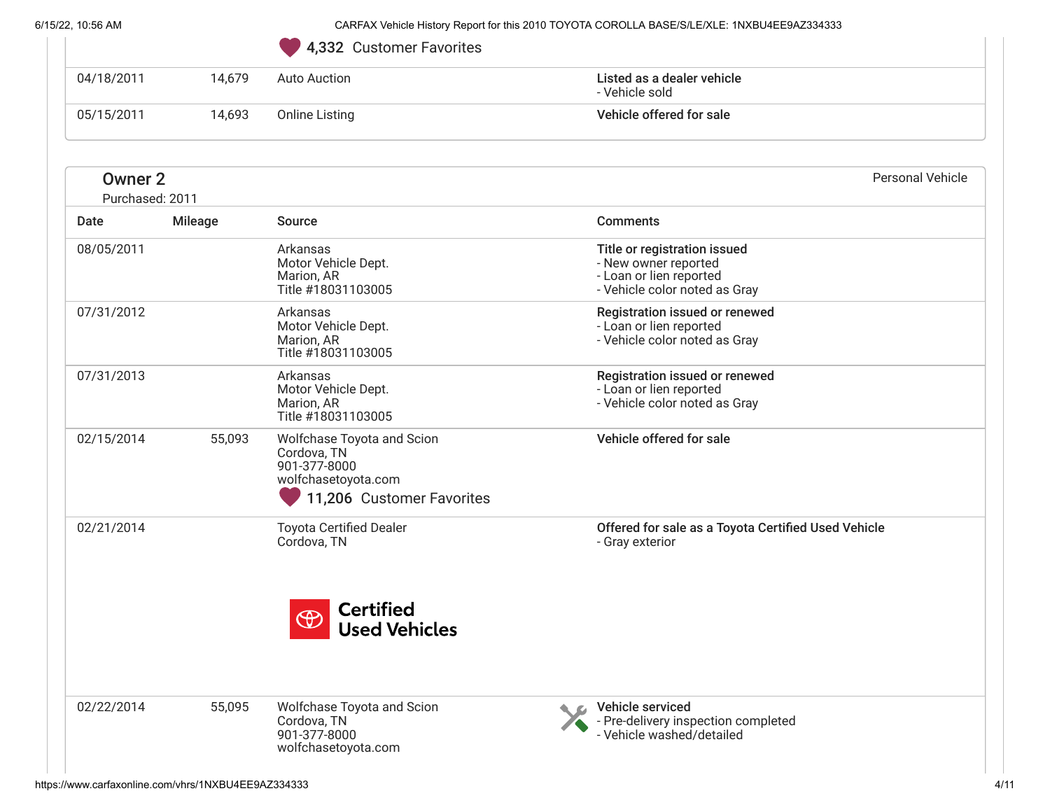| | | | |
|---|---|---|---|
| | | 4,332 Customer Favorites | |
| 04/18/2011 | 14,679 | Auto Auction | **Listed as a dealer vehicle**<br>- Vehicle sold |
| 05/15/2011 | 14,693 | Online Listing | **Vehicle offered for sale** |

## Owner 2

Purchased: 2011

Personal Vehicle

| Date | Mileage | Source | Comments |
|---|---|---|---|
| 08/05/2011 | | Arkansas<br>Motor Vehicle Dept.<br>Marion, AR<br>Title #18031103005 | **Title or registration issued**<br>- New owner reported<br>- Loan or lien reported<br>- Vehicle color noted as Gray |
| 07/31/2012 | | Arkansas<br>Motor Vehicle Dept.<br>Marion, AR<br>Title #18031103005 | **Registration issued or renewed**<br>- Loan or lien reported<br>- Vehicle color noted as Gray |
| 07/31/2013 | | Arkansas<br>Motor Vehicle Dept.<br>Marion, AR<br>Title #18031103005 | **Registration issued or renewed**<br>- Loan or lien reported<br>- Vehicle color noted as Gray |
| 02/15/2014 | 55,093 | Wolfchase Toyota and Scion<br>Cordova, TN<br>901-377-8000<br>wolfchasetoyota.com<br>11,206 Customer Favorites | **Vehicle offered for sale** |
| 02/21/2014 | | Toyota Certified Dealer<br>Cordova, TN<br>Certified Used Vehicles | **Offered for sale as a Toyota Certified Used Vehicle**<br>- Gray exterior |
| 02/22/2014 | 55,095 | Wolfchase Toyota and Scion<br>Cordova, TN<br>901-377-8000<br>wolfchasetoyota.com | **Vehicle serviced**<br>- Pre-delivery inspection completed<br>- Vehicle washed/detailed |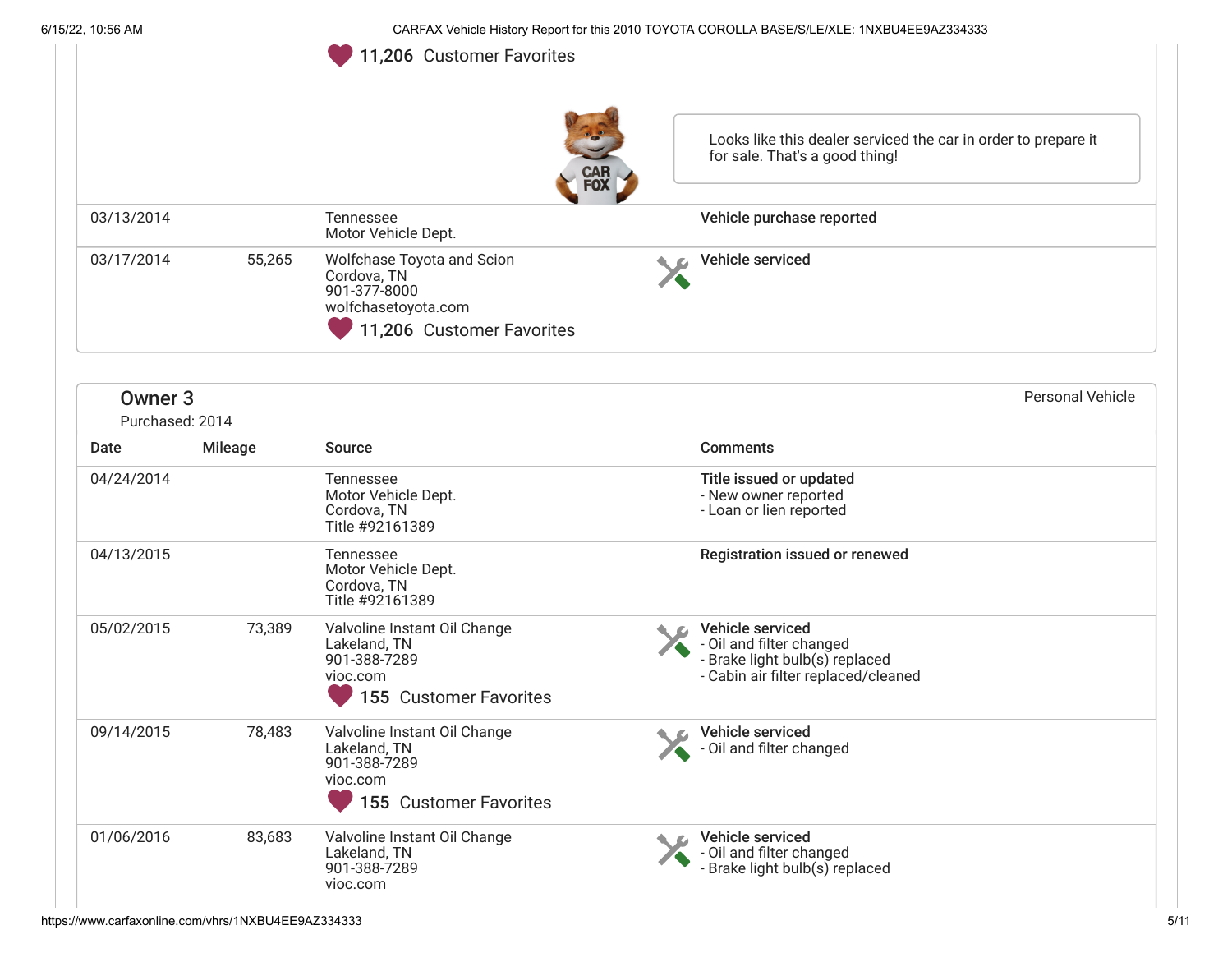11,206 Customer Favorites

Looks like this dealer serviced the car in order to prepare it for sale. That's a good thing!

| | | | |
|---|---|---|---|
| 03/13/2014 | | Tennessee<br>Motor Vehicle Dept. | **Vehicle purchase reported** |
| 03/17/2014 | 55,265 | Wolfchase Toyota and Scion<br>Cordova, TN<br>901-377-8000<br>wolfchasetoyota.com<br>11,206 Customer Favorites | **Vehicle serviced** |

## Owner 3

Purchased: 2014

Personal Vehicle

| Date | Mileage | Source | Comments |
|---|---|---|---|
| 04/24/2014 | | Tennessee<br>Motor Vehicle Dept.<br>Cordova, TN<br>Title #92161389 | **Title issued or updated**<br>- New owner reported<br>- Loan or lien reported |
| 04/13/2015 | | Tennessee<br>Motor Vehicle Dept.<br>Cordova, TN<br>Title #92161389 | **Registration issued or renewed** |
| 05/02/2015 | 73,389 | Valvoline Instant Oil Change<br>Lakeland, TN<br>901-388-7289<br>vioc.com<br>155 Customer Favorites | **Vehicle serviced**<br>- Oil and filter changed<br>- Brake light bulb(s) replaced<br>- Cabin air filter replaced/cleaned |
| 09/14/2015 | 78,483 | Valvoline Instant Oil Change<br>Lakeland, TN<br>901-388-7289<br>vioc.com<br>155 Customer Favorites | **Vehicle serviced**<br>- Oil and filter changed |
| 01/06/2016 | 83,683 | Valvoline Instant Oil Change<br>Lakeland, TN<br>901-388-7289<br>vioc.com | **Vehicle serviced**<br>- Oil and filter changed<br>- Brake light bulb(s) replaced |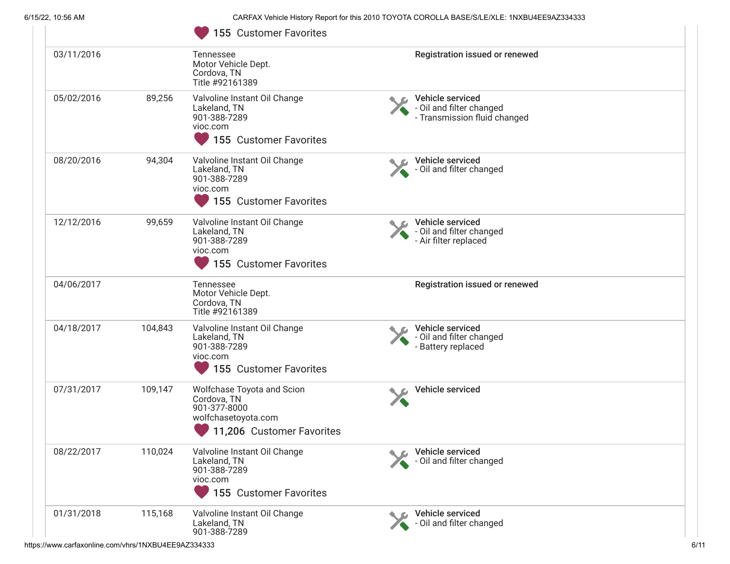| Date | Mileage | Source | Comments |
|---|---|---|---|
| | | 155 Customer Favorites | |
| 03/11/2016 | | Tennessee<br>Motor Vehicle Dept.<br>Cordova, TN<br>Title #92161389 | **Registration issued or renewed** |
| 05/02/2016 | 89,256 | Valvoline Instant Oil Change<br>Lakeland, TN<br>901-388-7289<br>vioc.com<br>155 Customer Favorites | **Vehicle serviced**<br>- Oil and filter changed<br>- Transmission fluid changed |
| 08/20/2016 | 94,304 | Valvoline Instant Oil Change<br>Lakeland, TN<br>901-388-7289<br>vioc.com<br>155 Customer Favorites | **Vehicle serviced**<br>- Oil and filter changed |
| 12/12/2016 | 99,659 | Valvoline Instant Oil Change<br>Lakeland, TN<br>901-388-7289<br>vioc.com<br>155 Customer Favorites | **Vehicle serviced**<br>- Oil and filter changed<br>- Air filter replaced |
| 04/06/2017 | | Tennessee<br>Motor Vehicle Dept.<br>Cordova, TN<br>Title #92161389 | **Registration issued or renewed** |
| 04/18/2017 | 104,843 | Valvoline Instant Oil Change<br>Lakeland, TN<br>901-388-7289<br>vioc.com<br>155 Customer Favorites | **Vehicle serviced**<br>- Oil and filter changed<br>- Battery replaced |
| 07/31/2017 | 109,147 | Wolfchase Toyota and Scion<br>Cordova, TN<br>901-377-8000<br>wolfchasetoyota.com<br>11,206 Customer Favorites | **Vehicle serviced** |
| 08/22/2017 | 110,024 | Valvoline Instant Oil Change<br>Lakeland, TN<br>901-388-7289<br>vioc.com<br>155 Customer Favorites | **Vehicle serviced**<br>- Oil and filter changed |
| 01/31/2018 | 115,168 | Valvoline Instant Oil Change<br>Lakeland, TN<br>901-388-7289 | **Vehicle serviced**<br>- Oil and filter changed |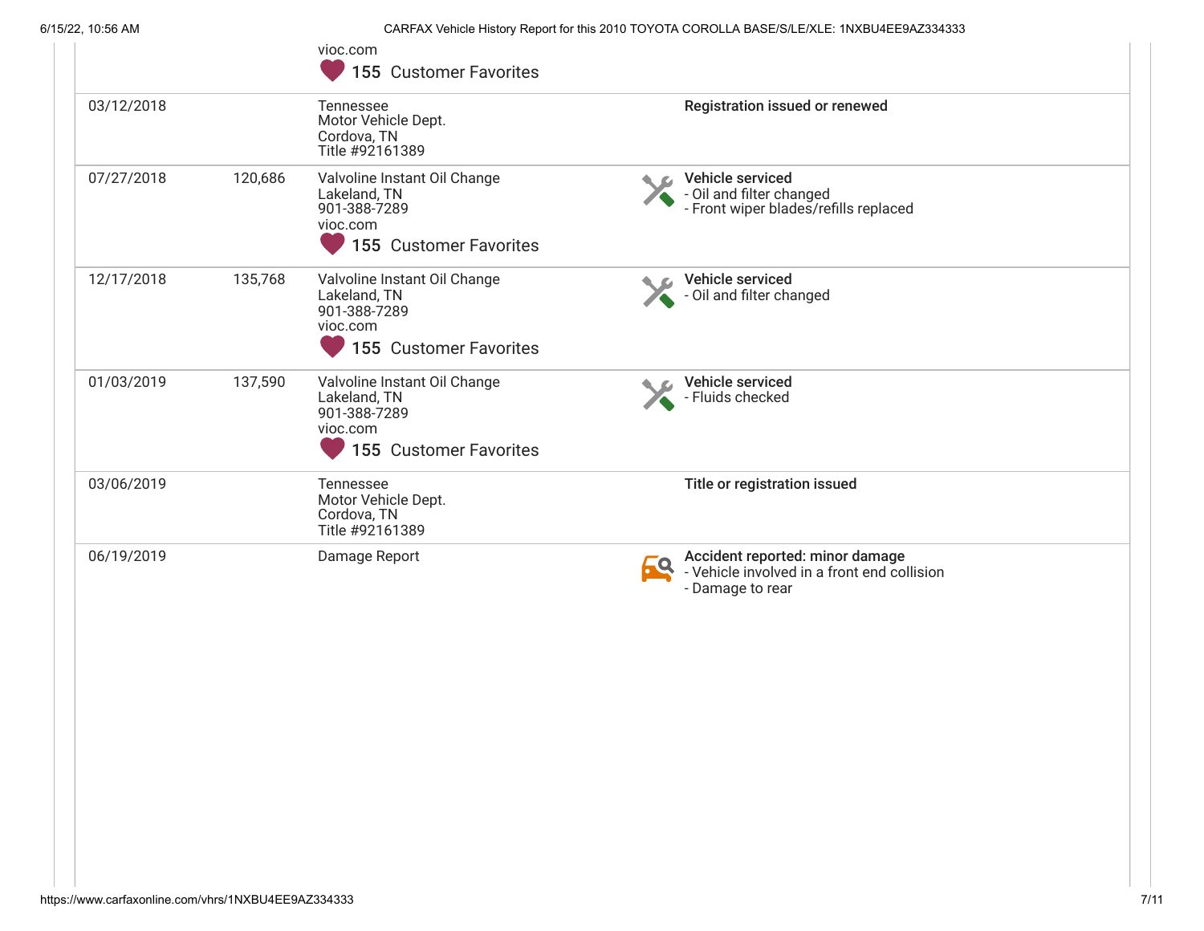| Date | Mileage | Source | Comments |
|---|---|---|---|
| | | vioc.com<br>155 Customer Favorites | |
| 03/12/2018 | | Tennessee<br>Motor Vehicle Dept.<br>Cordova, TN<br>Title #92161389 | **Registration issued or renewed** |
| 07/27/2018 | 120,686 | Valvoline Instant Oil Change<br>Lakeland, TN<br>901-388-7289<br>vioc.com<br>155 Customer Favorites | **Vehicle serviced**<br>- Oil and filter changed<br>- Front wiper blades/refills replaced |
| 12/17/2018 | 135,768 | Valvoline Instant Oil Change<br>Lakeland, TN<br>901-388-7289<br>vioc.com<br>155 Customer Favorites | **Vehicle serviced**<br>- Oil and filter changed |
| 01/03/2019 | 137,590 | Valvoline Instant Oil Change<br>Lakeland, TN<br>901-388-7289<br>vioc.com<br>155 Customer Favorites | **Vehicle serviced**<br>- Fluids checked |
| 03/06/2019 | | Tennessee<br>Motor Vehicle Dept.<br>Cordova, TN<br>Title #92161389 | **Title or registration issued** |
| 06/19/2019 | | Damage Report | **Accident reported: minor damage**<br>- Vehicle involved in a front end collision<br>- Damage to rear |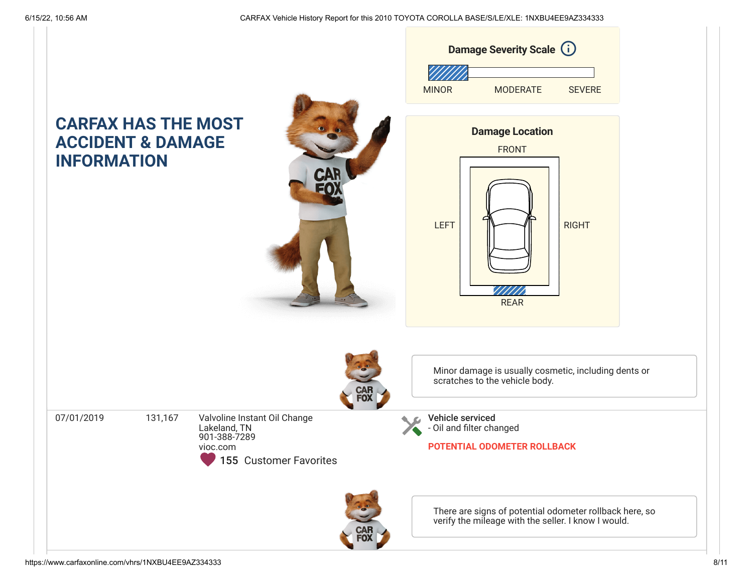## CARFAX HAS THE MOST ACCIDENT & DAMAGE INFORMATION

**Damage Severity Scale**

MINOR | MODERATE | SEVERE

**Damage Location**

FRONT

LEFT

RIGHT

REAR

Minor damage is usually cosmetic, including dents or scratches to the vehicle body.

| Date | Mileage | Source | Comments |
|---|---|---|---|
| 07/01/2019 | 131,167 | Valvoline Instant Oil Change<br>Lakeland, TN<br>901-388-7289<br>vioc.com<br>155 Customer Favorites | **Vehicle serviced**<br>- Oil and filter changed<br><br>**POTENTIAL ODOMETER ROLLBACK** |

There are signs of potential odometer rollback here, so verify the mileage with the seller. I know I would.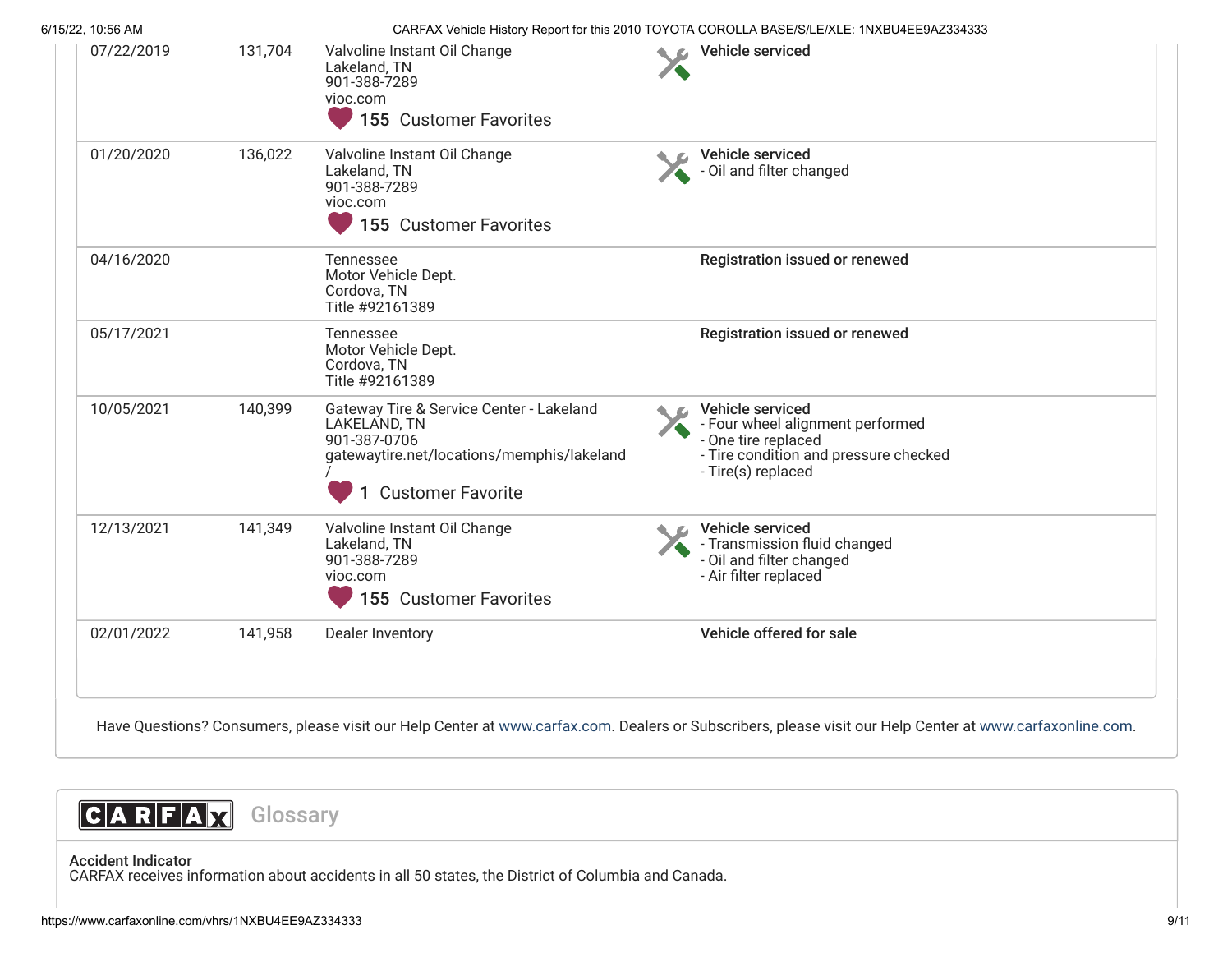| Date | Mileage | Source | Comments |
| --- | --- | --- | --- |
| 07/22/2019 | 131,704 | Valvoline Instant Oil Change<br>Lakeland, TN<br>901-388-7289<br>vioc.com<br>155 Customer Favorites | **Vehicle serviced** |
| 01/20/2020 | 136,022 | Valvoline Instant Oil Change<br>Lakeland, TN<br>901-388-7289<br>vioc.com<br>155 Customer Favorites | **Vehicle serviced**<br>- Oil and filter changed |
| 04/16/2020 | | Tennessee<br>Motor Vehicle Dept.<br>Cordova, TN<br>Title #92161389 | **Registration issued or renewed** |
| 05/17/2021 | | Tennessee<br>Motor Vehicle Dept.<br>Cordova, TN<br>Title #92161389 | **Registration issued or renewed** |
| 10/05/2021 | 140,399 | Gateway Tire & Service Center - Lakeland<br>LAKELAND, TN<br>901-387-0706<br>gatewaytire.net/locations/memphis/lakeland/<br>1 Customer Favorite | **Vehicle serviced**<br>- Four wheel alignment performed<br>- One tire replaced<br>- Tire condition and pressure checked<br>- Tire(s) replaced |
| 12/13/2021 | 141,349 | Valvoline Instant Oil Change<br>Lakeland, TN<br>901-388-7289<br>vioc.com<br>155 Customer Favorites | **Vehicle serviced**<br>- Transmission fluid changed<br>- Oil and filter changed<br>- Air filter replaced |
| 02/01/2022 | 141,958 | Dealer Inventory | **Vehicle offered for sale** |

Have Questions? Consumers, please visit our Help Center at www.carfax.com. Dealers or Subscribers, please visit our Help Center at www.carfaxonline.com.

## CARFAX Glossary

**Accident Indicator**
CARFAX receives information about accidents in all 50 states, the District of Columbia and Canada.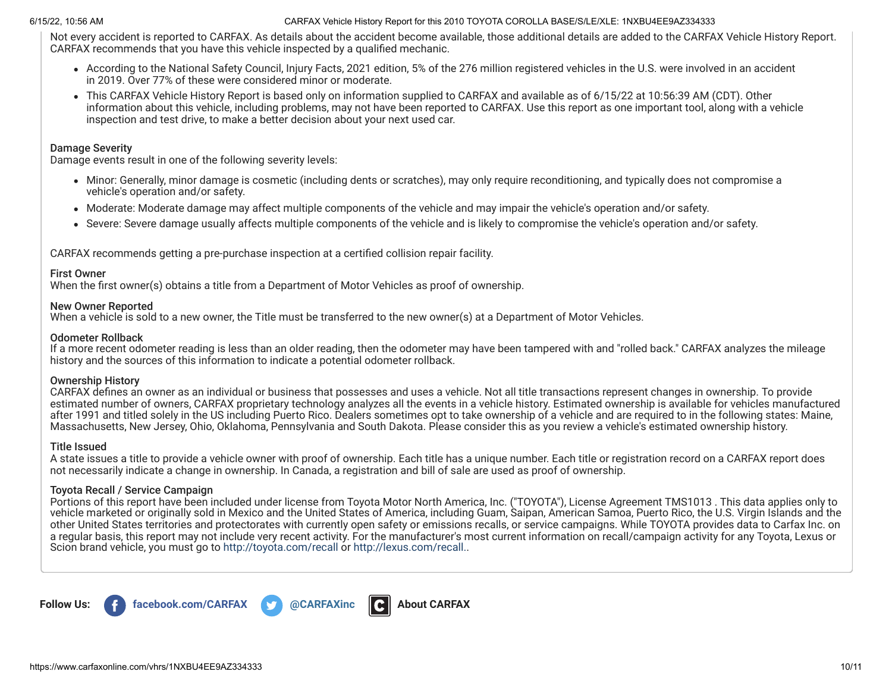Not every accident is reported to CARFAX. As details about the accident become available, those additional details are added to the CARFAX Vehicle History Report. CARFAX recommends that you have this vehicle inspected by a qualified mechanic.

- According to the National Safety Council, Injury Facts, 2021 edition, 5% of the 276 million registered vehicles in the U.S. were involved in an accident in 2019. Over 77% of these were considered minor or moderate.
- This CARFAX Vehicle History Report is based only on information supplied to CARFAX and available as of 6/15/22 at 10:56:39 AM (CDT). Other information about this vehicle, including problems, may not have been reported to CARFAX. Use this report as one important tool, along with a vehicle inspection and test drive, to make a better decision about your next used car.

**Damage Severity**
Damage events result in one of the following severity levels:

- Minor: Generally, minor damage is cosmetic (including dents or scratches), may only require reconditioning, and typically does not compromise a vehicle's operation and/or safety.
- Moderate: Moderate damage may affect multiple components of the vehicle and may impair the vehicle's operation and/or safety.
- Severe: Severe damage usually affects multiple components of the vehicle and is likely to compromise the vehicle's operation and/or safety.

CARFAX recommends getting a pre-purchase inspection at a certified collision repair facility.

**First Owner**
When the first owner(s) obtains a title from a Department of Motor Vehicles as proof of ownership.

**New Owner Reported**
When a vehicle is sold to a new owner, the Title must be transferred to the new owner(s) at a Department of Motor Vehicles.

**Odometer Rollback**
If a more recent odometer reading is less than an older reading, then the odometer may have been tampered with and "rolled back." CARFAX analyzes the mileage history and the sources of this information to indicate a potential odometer rollback.

**Ownership History**
CARFAX defines an owner as an individual or business that possesses and uses a vehicle. Not all title transactions represent changes in ownership. To provide estimated number of owners, CARFAX proprietary technology analyzes all the events in a vehicle history. Estimated ownership is available for vehicles manufactured after 1991 and titled solely in the US including Puerto Rico. Dealers sometimes opt to take ownership of a vehicle and are required to in the following states: Maine, Massachusetts, New Jersey, Ohio, Oklahoma, Pennsylvania and South Dakota. Please consider this as you review a vehicle's estimated ownership history.

**Title Issued**
A state issues a title to provide a vehicle owner with proof of ownership. Each title has a unique number. Each title or registration record on a CARFAX report does not necessarily indicate a change in ownership. In Canada, a registration and bill of sale are used as proof of ownership.

**Toyota Recall / Service Campaign**
Portions of this report have been included under license from Toyota Motor North America, Inc. ("TOYOTA"), License Agreement TMS1013 . This data applies only to vehicle marketed or originally sold in Mexico and the United States of America, including Guam, Saipan, American Samoa, Puerto Rico, the U.S. Virgin Islands and the other United States territories and protectorates with currently open safety or emissions recalls, or service campaigns. While TOYOTA provides data to Carfax Inc. on a regular basis, this report may not include very recent activity. For the manufacturer's most current information on recall/campaign activity for any Toyota, Lexus or Scion brand vehicle, you must go to http://toyota.com/recall or http://lexus.com/recall..

**Follow Us:** facebook.com/CARFAX @CARFAXinc About CARFAX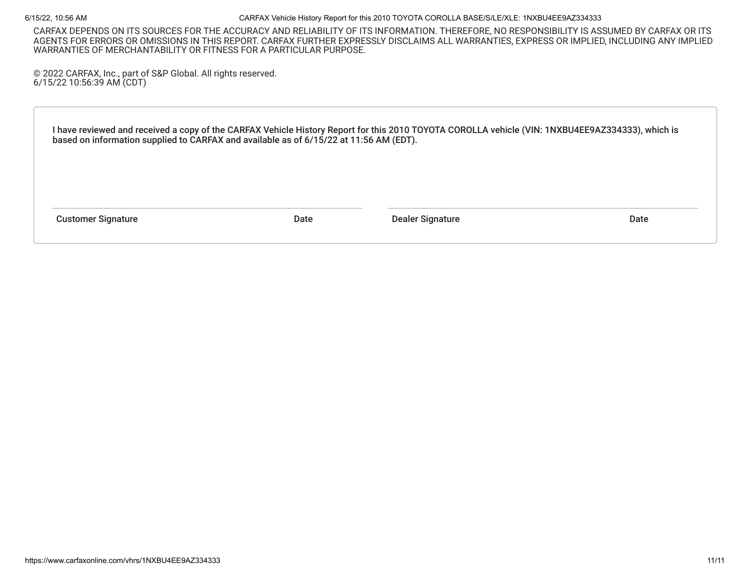CARFAX DEPENDS ON ITS SOURCES FOR THE ACCURACY AND RELIABILITY OF ITS INFORMATION. THEREFORE, NO RESPONSIBILITY IS ASSUMED BY CARFAX OR ITS AGENTS FOR ERRORS OR OMISSIONS IN THIS REPORT. CARFAX FURTHER EXPRESSLY DISCLAIMS ALL WARRANTIES, EXPRESS OR IMPLIED, INCLUDING ANY IMPLIED WARRANTIES OF MERCHANTABILITY OR FITNESS FOR A PARTICULAR PURPOSE.

© 2022 CARFAX, Inc., part of S&P Global. All rights reserved.
6/15/22 10:56:39 AM (CDT)

**I have reviewed and received a copy of the CARFAX Vehicle History Report for this 2010 TOYOTA COROLLA vehicle (VIN: 1NXBU4EE9AZ334333), which is based on information supplied to CARFAX and available as of 6/15/22 at 11:56 AM (EDT).**

| | | | |
|---|---|---|---|
| Customer Signature | Date | Dealer Signature | Date |